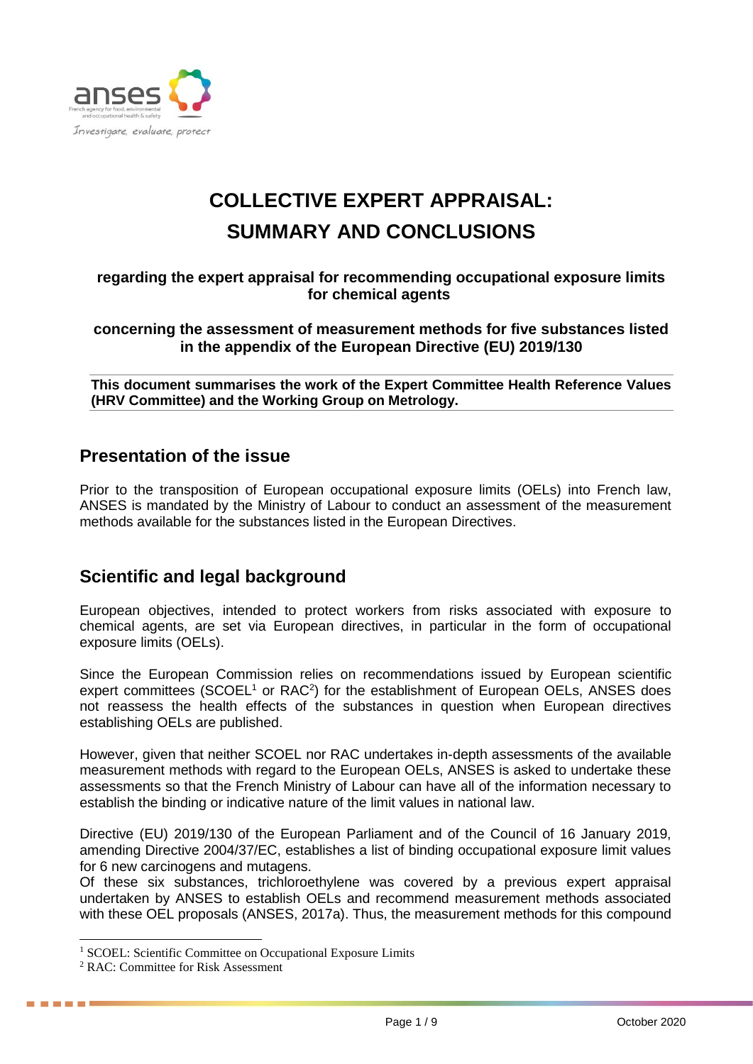# COLLECTIVE EXPERT APPRAISAL: SUMMARY AND CONCLUSIONS

**regarding the expert appraisal for recommending occupational exposure limits for chemical agents**

**concerning the assessment of measurement methods for five substances listed in the appendix of the European Directive (EU) 2019/130**

**This document summarises the work of the Expert Committee Health Reference Values (HRV Committee) and the Working Group on Metrology.**

## Presentation of the issue

Prior to the transposition of European occupational exposure limits (OELs) into French law, ANSES is mandated by the Ministry of Labour to conduct an assessment of the measurement methods available for the substances listed in the European Directives.

## Scientific and legal background

European objectives, intended to protect workers from risks associated with exposure to chemical agents, are set via European directives, in particular in the form of occupational exposure limits (OELs).

Since the European Commission relies on recommendations issued by European scientific expert committees (SCOEL[1] or RAC[2]) for the establishment of European OELs, ANSES does not reassess the health effects of the substances in question when European directives establishing OELs are published.

However, given that neither SCOEL nor RAC undertakes in-depth assessments of the available measurement methods with regard to the European OELs, ANSES is asked to undertake these assessments so that the French Ministry of Labour can have all of the information necessary to establish the binding or indicative nature of the limit values in national law.

Directive (EU) 2019/130 of the European Parliament and of the Council of 16 January 2019, amending Directive 2004/37/EC, establishes a list of binding occupational exposure limit values for 6 new carcinogens and mutagens.

Of these six substances, trichloroethylene was covered by a previous expert appraisal undertaken by ANSES to establish OELs and recommend measurement methods associated with these OEL proposals (ANSES, 2017a). Thus, the measurement methods for this compound

[1] SCOEL: Scientific Committee on Occupational Exposure Limits

[2] RAC: Committee for Risk Assessment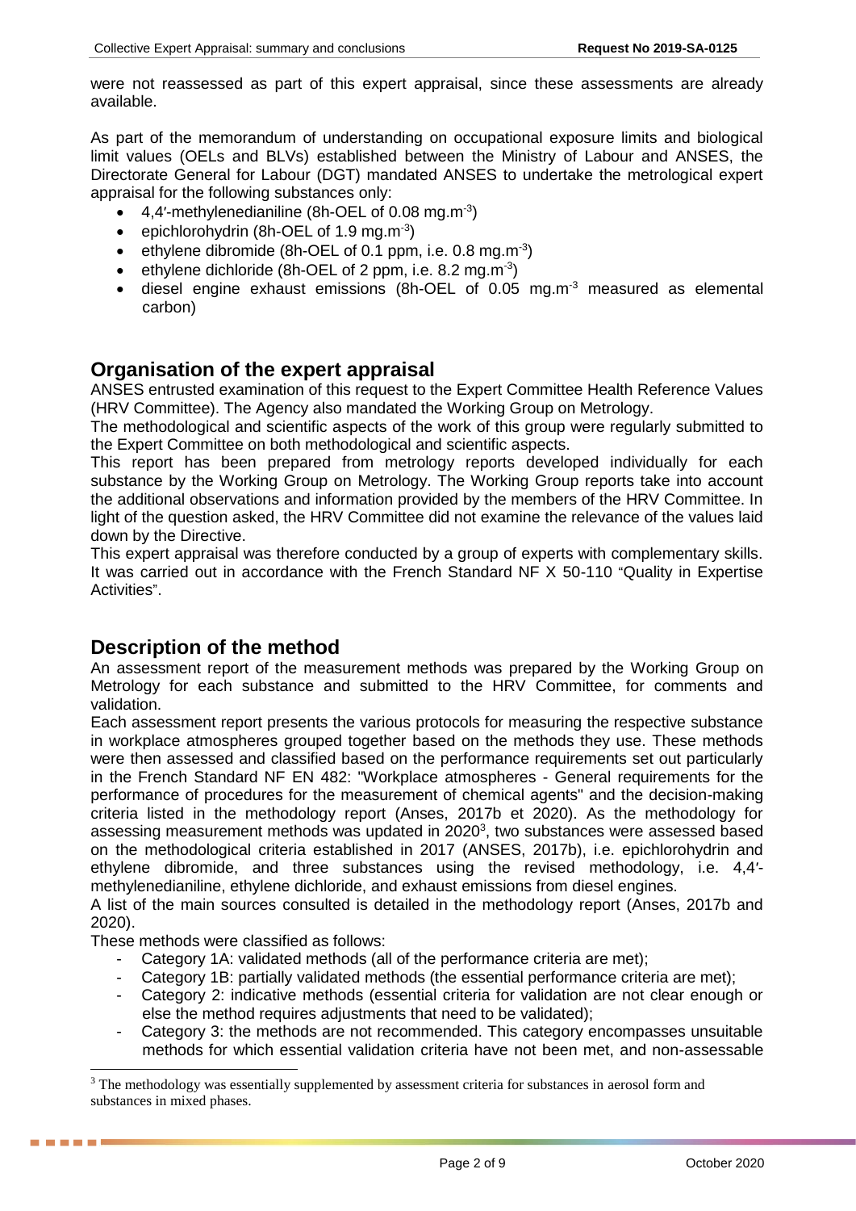were not reassessed as part of this expert appraisal, since these assessments are already available.

As part of the memorandum of understanding on occupational exposure limits and biological limit values (OELs and BLVs) established between the Ministry of Labour and ANSES, the Directorate General for Labour (DGT) mandated ANSES to undertake the metrological expert appraisal for the following substances only:

- 4,4′-methylenedianiline (8h-OEL of 0.08 $mg.m^{-3}$)
- epichlorohydrin (8h-OEL of 1.9 $mg.m^{-3}$)
- ethylene dibromide (8h-OEL of 0.1 ppm, i.e. 0.8 $mg.m^{-3}$)
- ethylene dichloride (8h-OEL of 2 ppm, i.e. 8.2 $mg.m^{-3}$)
- diesel engine exhaust emissions (8h-OEL of 0.05 $mg.m^{-3}$ measured as elemental carbon)

## Organisation of the expert appraisal

ANSES entrusted examination of this request to the Expert Committee Health Reference Values (HRV Committee). The Agency also mandated the Working Group on Metrology.

The methodological and scientific aspects of the work of this group were regularly submitted to the Expert Committee on both methodological and scientific aspects.

This report has been prepared from metrology reports developed individually for each substance by the Working Group on Metrology. The Working Group reports take into account the additional observations and information provided by the members of the HRV Committee. In light of the question asked, the HRV Committee did not examine the relevance of the values laid down by the Directive.

This expert appraisal was therefore conducted by a group of experts with complementary skills. It was carried out in accordance with the French Standard NF X 50-110 "Quality in Expertise Activities".

## Description of the method

An assessment report of the measurement methods was prepared by the Working Group on Metrology for each substance and submitted to the HRV Committee, for comments and validation.

Each assessment report presents the various protocols for measuring the respective substance in workplace atmospheres grouped together based on the methods they use. These methods were then assessed and classified based on the performance requirements set out particularly in the French Standard NF EN 482: "Workplace atmospheres - General requirements for the performance of procedures for the measurement of chemical agents" and the decision-making criteria listed in the methodology report (Anses, 2017b et 2020). As the methodology for assessing measurement methods was updated in 2020[3], two substances were assessed based on the methodological criteria established in 2017 (ANSES, 2017b), i.e. epichlorohydrin and ethylene dibromide, and three substances using the revised methodology, i.e. 4,4′-methylenedianiline, ethylene dichloride, and exhaust emissions from diesel engines.

A list of the main sources consulted is detailed in the methodology report (Anses, 2017b and 2020).

These methods were classified as follows:

- Category 1A: validated methods (all of the performance criteria are met);
- Category 1B: partially validated methods (the essential performance criteria are met);
- Category 2: indicative methods (essential criteria for validation are not clear enough or else the method requires adjustments that need to be validated);
- Category 3: the methods are not recommended. This category encompasses unsuitable methods for which essential validation criteria have not been met, and non-assessable

[3] The methodology was essentially supplemented by assessment criteria for substances in aerosol form and substances in mixed phases.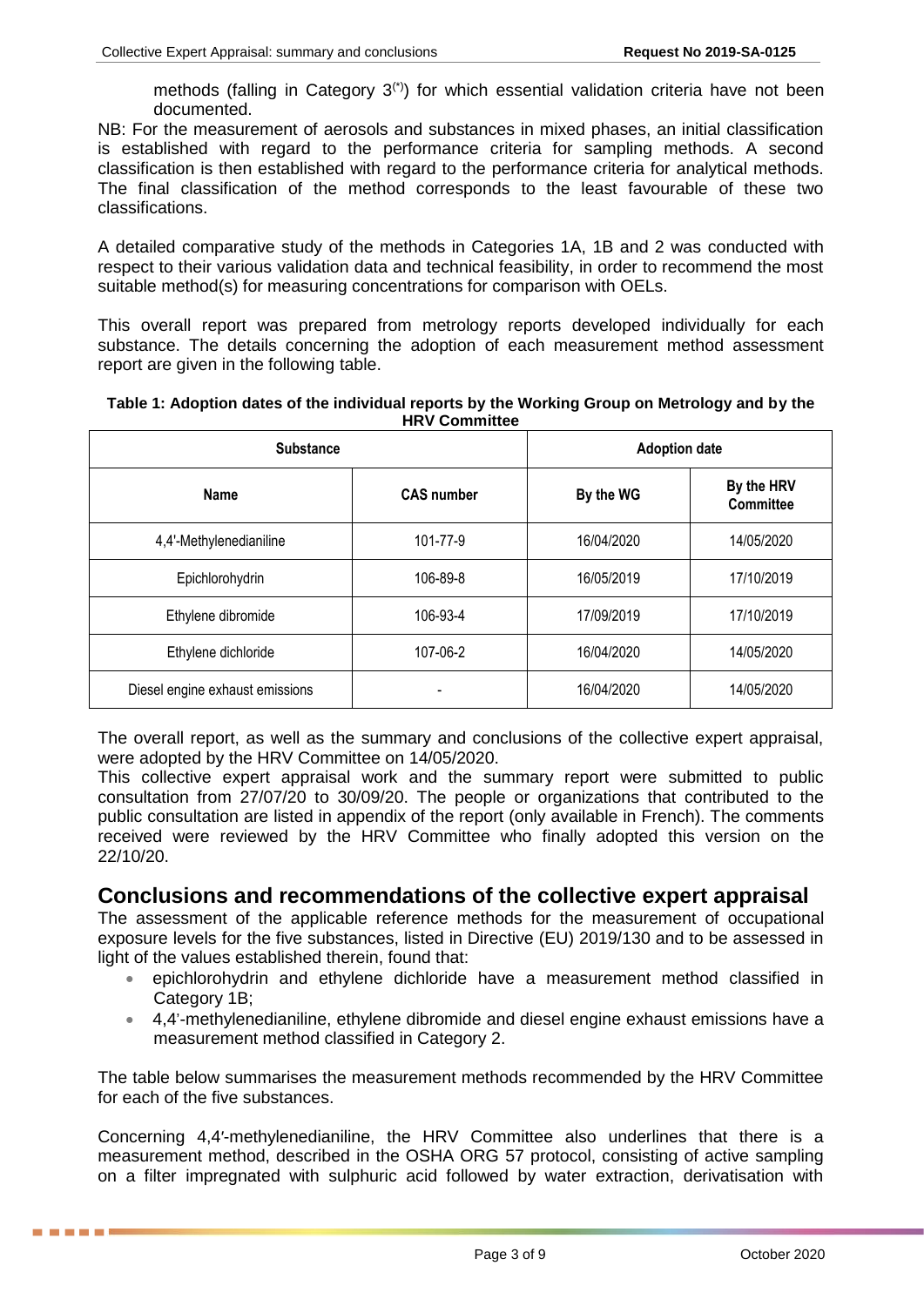methods (falling in Category 3[(*)]) for which essential validation criteria have not been documented.

NB: For the measurement of aerosols and substances in mixed phases, an initial classification is established with regard to the performance criteria for sampling methods. A second classification is then established with regard to the performance criteria for analytical methods. The final classification of the method corresponds to the least favourable of these two classifications.

A detailed comparative study of the methods in Categories 1A, 1B and 2 was conducted with respect to their various validation data and technical feasibility, in order to recommend the most suitable method(s) for measuring concentrations for comparison with OELs.

This overall report was prepared from metrology reports developed individually for each substance. The details concerning the adoption of each measurement method assessment report are given in the following table.

**Table 1: Adoption dates of the individual reports by the Working Group on Metrology and by the HRV Committee**

| Substance | | Adoption date | |
|---|---|---|---|
| **Name** | **CAS number** | **By the WG** | **By the HRV Committee** |
| 4,4'-Methylenedianiline | 101-77-9 | 16/04/2020 | 14/05/2020 |
| Epichlorohydrin | 106-89-8 | 16/05/2019 | 17/10/2019 |
| Ethylene dibromide | 106-93-4 | 17/09/2019 | 17/10/2019 |
| Ethylene dichloride | 107-06-2 | 16/04/2020 | 14/05/2020 |
| Diesel engine exhaust emissions | - | 16/04/2020 | 14/05/2020 |

The overall report, as well as the summary and conclusions of the collective expert appraisal, were adopted by the HRV Committee on 14/05/2020.

This collective expert appraisal work and the summary report were submitted to public consultation from 27/07/20 to 30/09/20. The people or organizations that contributed to the public consultation are listed in appendix of the report (only available in French). The comments received were reviewed by the HRV Committee who finally adopted this version on the 22/10/20.

## Conclusions and recommendations of the collective expert appraisal

The assessment of the applicable reference methods for the measurement of occupational exposure levels for the five substances, listed in Directive (EU) 2019/130 and to be assessed in light of the values established therein, found that:

- epichlorohydrin and ethylene dichloride have a measurement method classified in Category 1B;
- 4,4'-methylenedianiline, ethylene dibromide and diesel engine exhaust emissions have a measurement method classified in Category 2.

The table below summarises the measurement methods recommended by the HRV Committee for each of the five substances.

Concerning 4,4′-methylenedianiline, the HRV Committee also underlines that there is a measurement method, described in the OSHA ORG 57 protocol, consisting of active sampling on a filter impregnated with sulphuric acid followed by water extraction, derivatisation with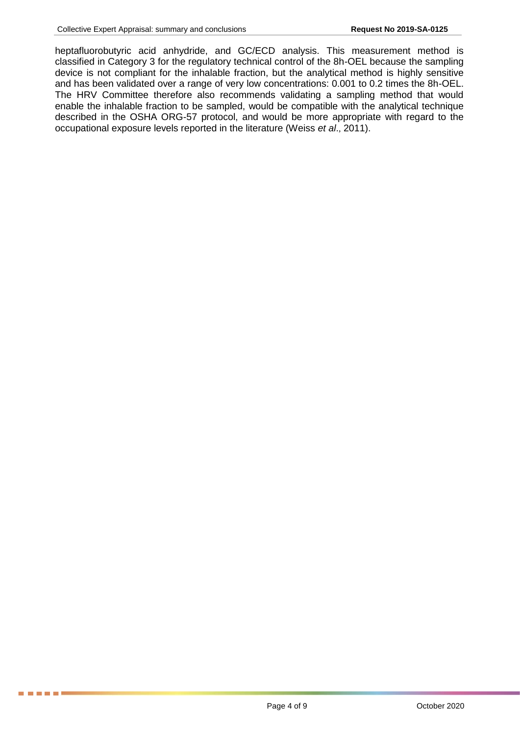heptafluorobutyric acid anhydride, and GC/ECD analysis. This measurement method is classified in Category 3 for the regulatory technical control of the 8h-OEL because the sampling device is not compliant for the inhalable fraction, but the analytical method is highly sensitive and has been validated over a range of very low concentrations: 0.001 to 0.2 times the 8h-OEL. The HRV Committee therefore also recommends validating a sampling method that would enable the inhalable fraction to be sampled, would be compatible with the analytical technique described in the OSHA ORG-57 protocol, and would be more appropriate with regard to the occupational exposure levels reported in the literature (Weiss *et al*., 2011).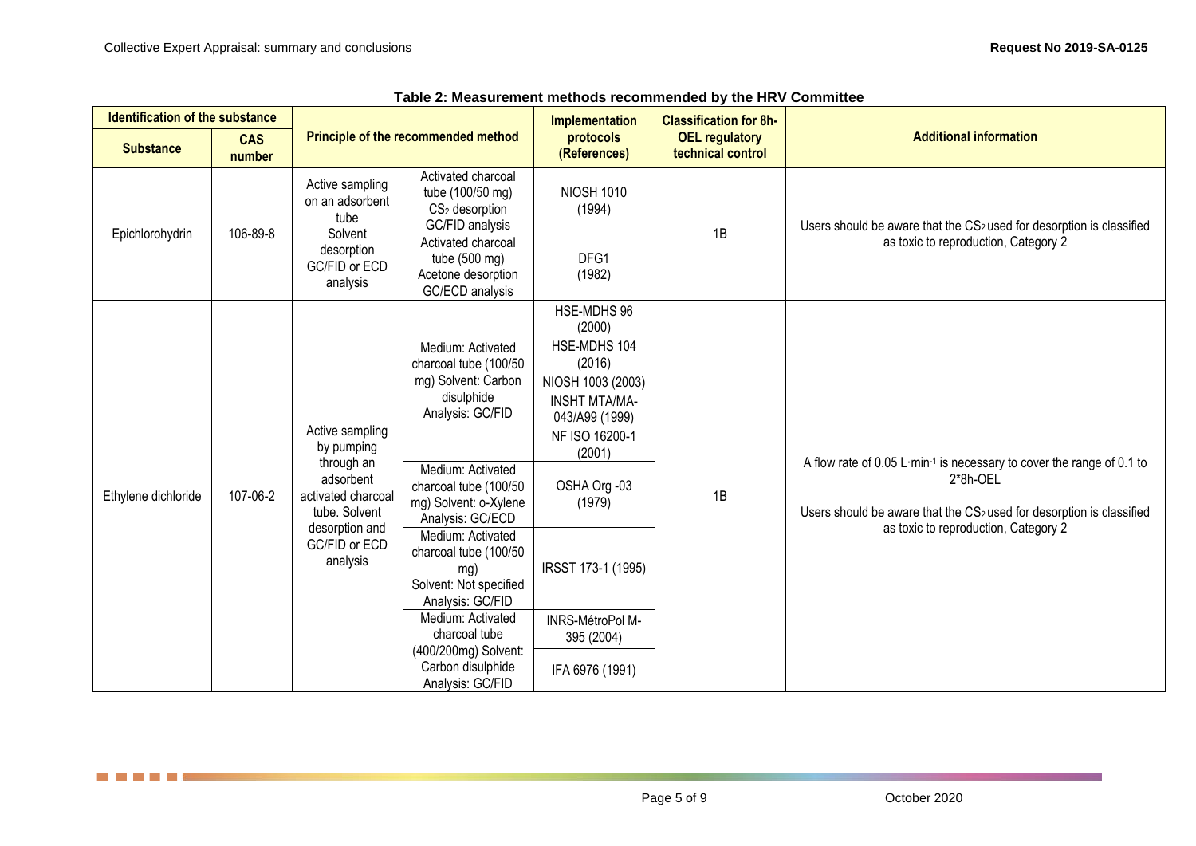**Table 2: Measurement methods recommended by the HRV Committee**

| Identification of the substance | | Principle of the recommended method | | Implementation protocols (References) | Classification for 8h-OEL regulatory technical control | Additional information |
|---|---|---|---|---|---|---|
| Substance | CAS number | | | | | |
| Epichlorohydrin | 106-89-8 | Active sampling on an adsorbent tube Solvent desorption GC/FID or ECD analysis | Activated charcoal tube (100/50 mg) $CS_2$ desorption GC/FID analysis | NIOSH 1010 (1994) | 1B | Users should be aware that the $CS_2$ used for desorption is classified as toxic to reproduction, Category 2 |
| | | | Activated charcoal tube (500 mg) Acetone desorption GC/ECD analysis | DFG1 (1982) | | |
| Ethylene dichloride | 107-06-2 | Active sampling by pumping through an adsorbent activated charcoal tube. Solvent desorption and GC/FID or ECD analysis | Medium: Activated charcoal tube (100/50 mg) Solvent: Carbon disulphide Analysis: GC/FID | HSE-MDHS 96 (2000) HSE-MDHS 104 (2016) NIOSH 1003 (2003) INSHT MTA/MA-043/A99 (1999) NF ISO 16200-1 (2001) | 1B | A flow rate of 0.05 L·min$^{-1}$ is necessary to cover the range of 0.1 to 2*8h-OEL<br><br>Users should be aware that the $CS_2$ used for desorption is classified as toxic to reproduction, Category 2 |
| | | | Medium: Activated charcoal tube (100/50 mg) Solvent: o-Xylene Analysis: GC/ECD | OSHA Org -03 (1979) | | |
| | | | Medium: Activated charcoal tube (100/50 mg) Solvent: Not specified Analysis: GC/FID | IRSST 173-1 (1995) | | |
| | | | Medium: Activated charcoal tube (400/200mg) Solvent: Carbon disulphide Analysis: GC/FID | INRS-MétroPol M-395 (2004) | | |
| | | | | IFA 6976 (1991) | | |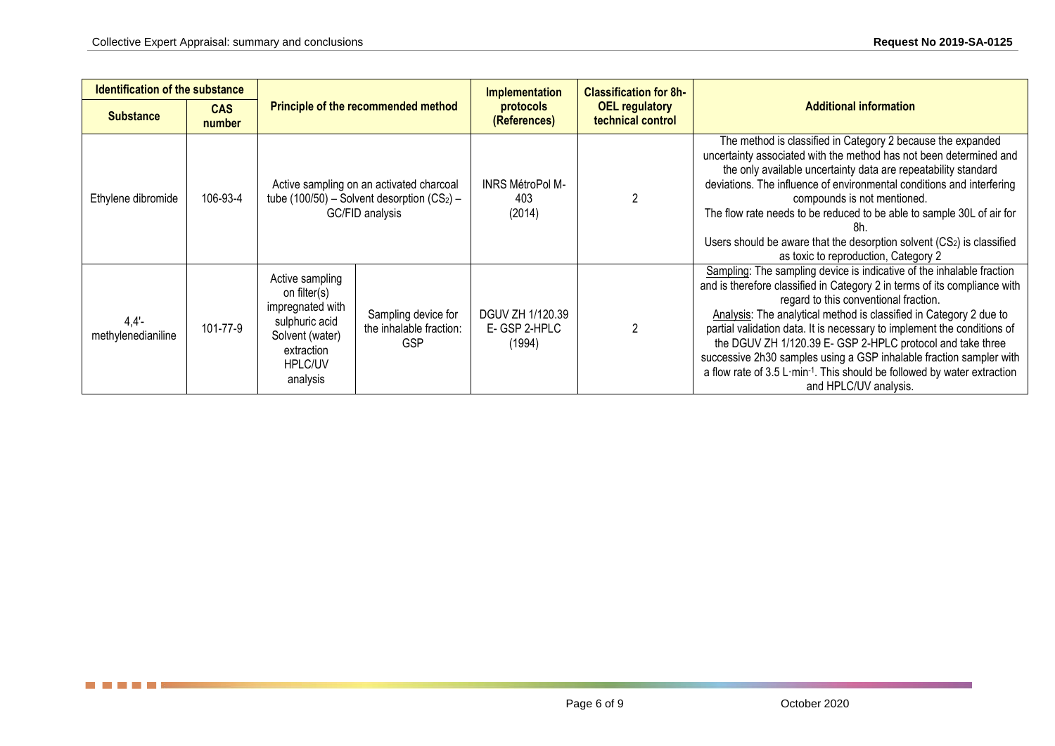| Identification of the substance | | Principle of the recommended method | | Implementation protocols (References) | Classification for 8h-OEL regulatory technical control | Additional information |
|---|---|---|---|---|---|---|
| **Substance** | **CAS number** | | | | | |
| Ethylene dibromide | 106-93-4 | Active sampling on an activated charcoal tube (100/50) – Solvent desorption ($CS_2$) – GC/FID analysis | | INRS MétroPol M-403 (2014) | 2 | The method is classified in Category 2 because the expanded uncertainty associated with the method has not been determined and the only available uncertainty data are repeatability standard deviations. The influence of environmental conditions and interfering compounds is not mentioned. The flow rate needs to be reduced to be able to sample 30L of air for 8h. Users should be aware that the desorption solvent ($CS_2$) is classified as toxic to reproduction, Category 2 |
| 4,4'-methylenedianiline | 101-77-9 | Active sampling on filter(s) impregnated with sulphuric acid Solvent (water) extraction HPLC/UV analysis | Sampling device for the inhalable fraction: GSP | DGUV ZH 1/120.39 E- GSP 2-HPLC (1994) | 2 | Sampling: The sampling device is indicative of the inhalable fraction and is therefore classified in Category 2 in terms of its compliance with regard to this conventional fraction. Analysis: The analytical method is classified in Category 2 due to partial validation data. It is necessary to implement the conditions of the DGUV ZH 1/120.39 E- GSP 2-HPLC protocol and take three successive 2h30 samples using a GSP inhalable fraction sampler with a flow rate of 3.5 $L \cdot min^{-1}$. This should be followed by water extraction and HPLC/UV analysis. |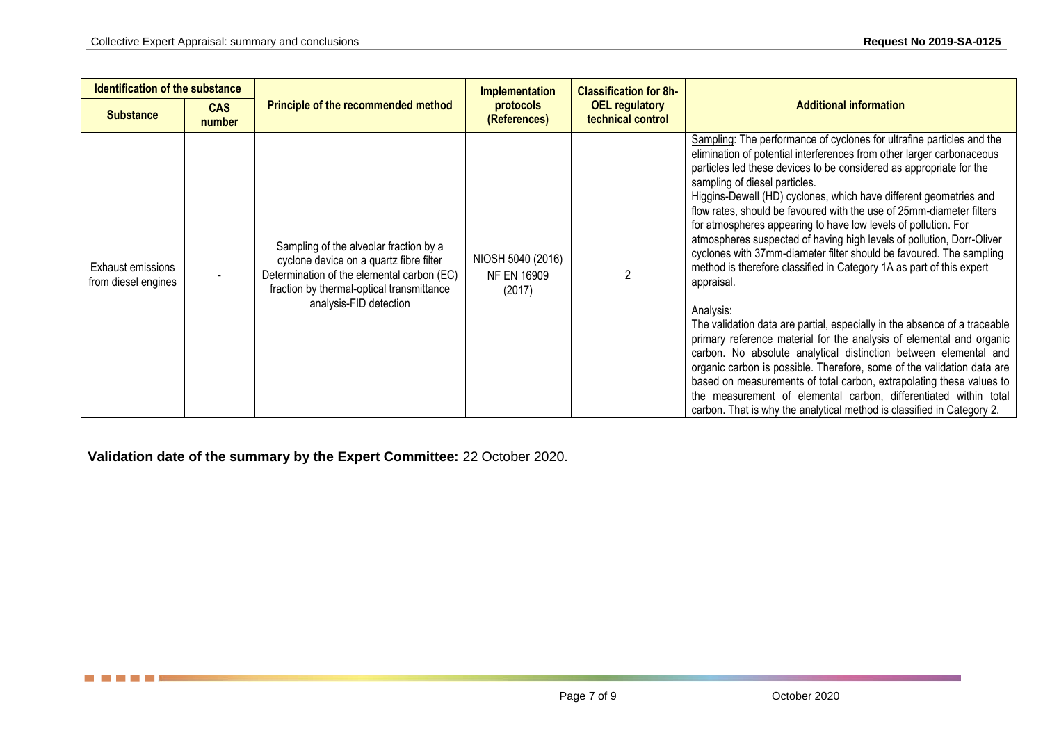| Identification of the substance | | Principle of the recommended method | Implementation protocols (References) | Classification for 8h-OEL regulatory technical control | Additional information |
|---|---|---|---|---|---|
| **Substance** | **CAS number** | | | | |
| Exhaust emissions from diesel engines | - | Sampling of the alveolar fraction by a cyclone device on a quartz fibre filter Determination of the elemental carbon (EC) fraction by thermal-optical transmittance analysis-FID detection | NIOSH 5040 (2016) NF EN 16909 (2017) | 2 | Sampling: The performance of cyclones for ultrafine particles and the elimination of potential interferences from other larger carbonaceous particles led these devices to be considered as appropriate for the sampling of diesel particles. Higgins-Dewell (HD) cyclones, which have different geometries and flow rates, should be favoured with the use of 25mm-diameter filters for atmospheres appearing to have low levels of pollution. For atmospheres suspected of having high levels of pollution, Dorr-Oliver cyclones with 37mm-diameter filter should be favoured. The sampling method is therefore classified in Category 1A as part of this expert appraisal.<br><br>Analysis:<br>The validation data are partial, especially in the absence of a traceable primary reference material for the analysis of elemental and organic carbon. No absolute analytical distinction between elemental and organic carbon is possible. Therefore, some of the validation data are based on measurements of total carbon, extrapolating these values to the measurement of elemental carbon, differentiated within total carbon. That is why the analytical method is classified in Category 2. |

**Validation date of the summary by the Expert Committee:** 22 October 2020.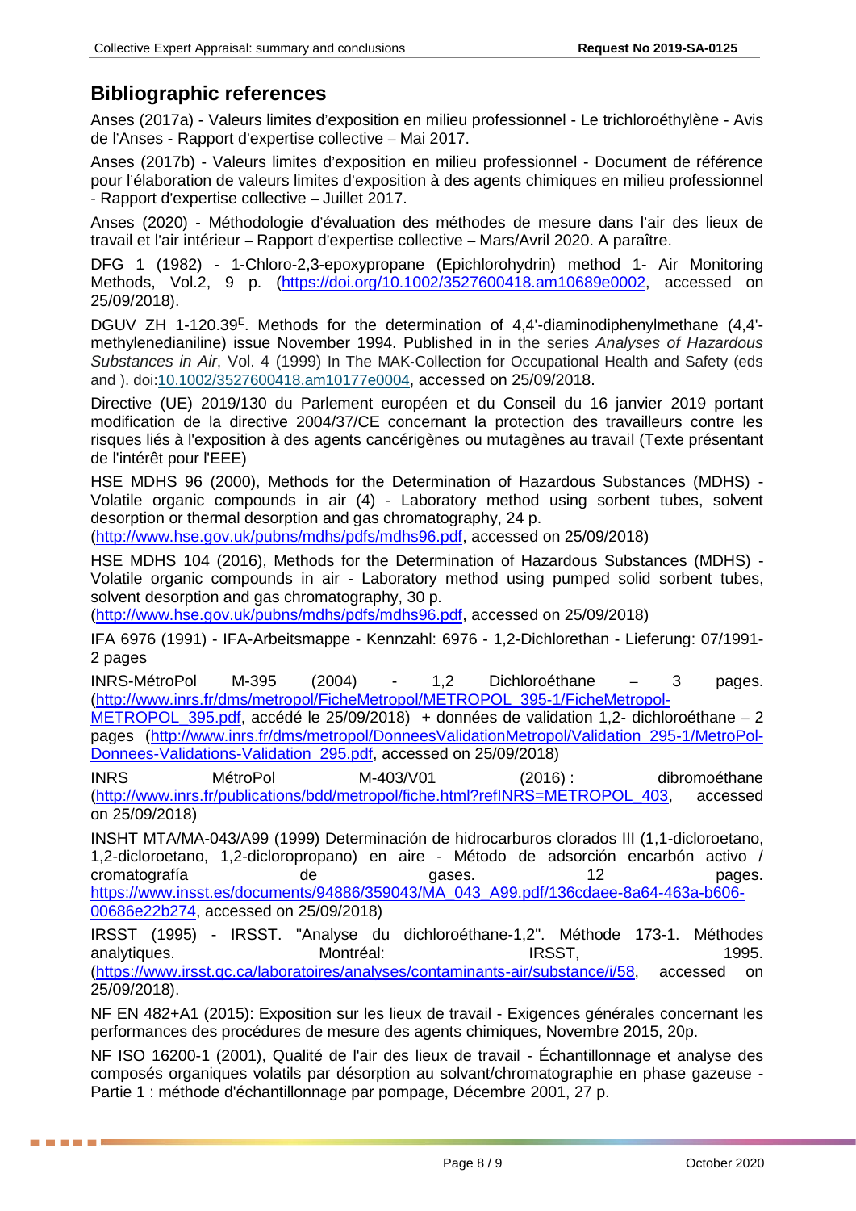## Bibliographic references

Anses (2017a) - Valeurs limites d'exposition en milieu professionnel - Le trichloroéthylène - Avis de l'Anses - Rapport d'expertise collective – Mai 2017.

Anses (2017b) - Valeurs limites d'exposition en milieu professionnel - Document de référence pour l'élaboration de valeurs limites d'exposition à des agents chimiques en milieu professionnel - Rapport d'expertise collective – Juillet 2017.

Anses (2020) - Méthodologie d'évaluation des méthodes de mesure dans l'air des lieux de travail et l'air intérieur – Rapport d'expertise collective – Mars/Avril 2020. A paraître.

DFG 1 (1982) - 1-Chloro-2,3-epoxypropane (Epichlorohydrin) method 1- Air Monitoring Methods, Vol.2, 9 p. (https://doi.org/10.1002/3527600418.am10689e0002, accessed on 25/09/2018).

DGUV ZH 1-120.39[E]. Methods for the determination of 4,4'-diaminodiphenylmethane (4,4'-methylenedianiline) issue November 1994. Published in in the series *Analyses of Hazardous Substances in Air*, Vol. 4 (1999) In The MAK-Collection for Occupational Health and Safety (eds and ). doi:10.1002/3527600418.am10177e0004, accessed on 25/09/2018.

Directive (UE) 2019/130 du Parlement européen et du Conseil du 16 janvier 2019 portant modification de la directive 2004/37/CE concernant la protection des travailleurs contre les risques liés à l'exposition à des agents cancérigènes ou mutagènes au travail (Texte présentant de l'intérêt pour l'EEE)

HSE MDHS 96 (2000), Methods for the Determination of Hazardous Substances (MDHS) - Volatile organic compounds in air (4) - Laboratory method using sorbent tubes, solvent desorption or thermal desorption and gas chromatography, 24 p. (http://www.hse.gov.uk/pubns/mdhs/pdfs/mdhs96.pdf, accessed on 25/09/2018)

HSE MDHS 104 (2016), Methods for the Determination of Hazardous Substances (MDHS) - Volatile organic compounds in air - Laboratory method using pumped solid sorbent tubes, solvent desorption and gas chromatography, 30 p. (http://www.hse.gov.uk/pubns/mdhs/pdfs/mdhs96.pdf, accessed on 25/09/2018)

IFA 6976 (1991) - IFA-Arbeitsmappe - Kennzahl: 6976 - 1,2-Dichlorethan - Lieferung: 07/1991- 2 pages

INRS-MétroPol M-395 (2004) - 1,2 Dichloroéthane – 3 pages. (http://www.inrs.fr/dms/metropol/FicheMetropol/METROPOL_395-1/FicheMetropol-METROPOL_395.pdf, accédé le 25/09/2018) + données de validation 1,2- dichloroéthane – 2 pages (http://www.inrs.fr/dms/metropol/DonneesValidationMetropol/Validation_295-1/MetroPol-Donnees-Validations-Validation_295.pdf, accessed on 25/09/2018)

INRS MétroPol M-403/V01 (2016) : dibromoéthane (http://www.inrs.fr/publications/bdd/metropol/fiche.html?refINRS=METROPOL_403, accessed on 25/09/2018)

INSHT MTA/MA-043/A99 (1999) Determinación de hidrocarburos clorados III (1,1-dicloroetano, 1,2-dicloroetano, 1,2-dicloropropano) en aire - Método de adsorción encarbón activo / cromatografía de gases. 12 pages. https://www.insst.es/documents/94886/359043/MA_043_A99.pdf/136cdaee-8a64-463a-b606-00686e22b274, accessed on 25/09/2018)

IRSST (1995) - IRSST. "Analyse du dichloroéthane-1,2". Méthode 173-1. Méthodes analytiques. Montréal: IRSST, 1995. (https://www.irsst.qc.ca/laboratoires/analyses/contaminants-air/substance/i/58, accessed on 25/09/2018).

NF EN 482+A1 (2015): Exposition sur les lieux de travail - Exigences générales concernant les performances des procédures de mesure des agents chimiques, Novembre 2015, 20p.

NF ISO 16200-1 (2001), Qualité de l'air des lieux de travail - Échantillonnage et analyse des composés organiques volatils par désorption au solvant/chromatographie en phase gazeuse - Partie 1 : méthode d'échantillonnage par pompage, Décembre 2001, 27 p.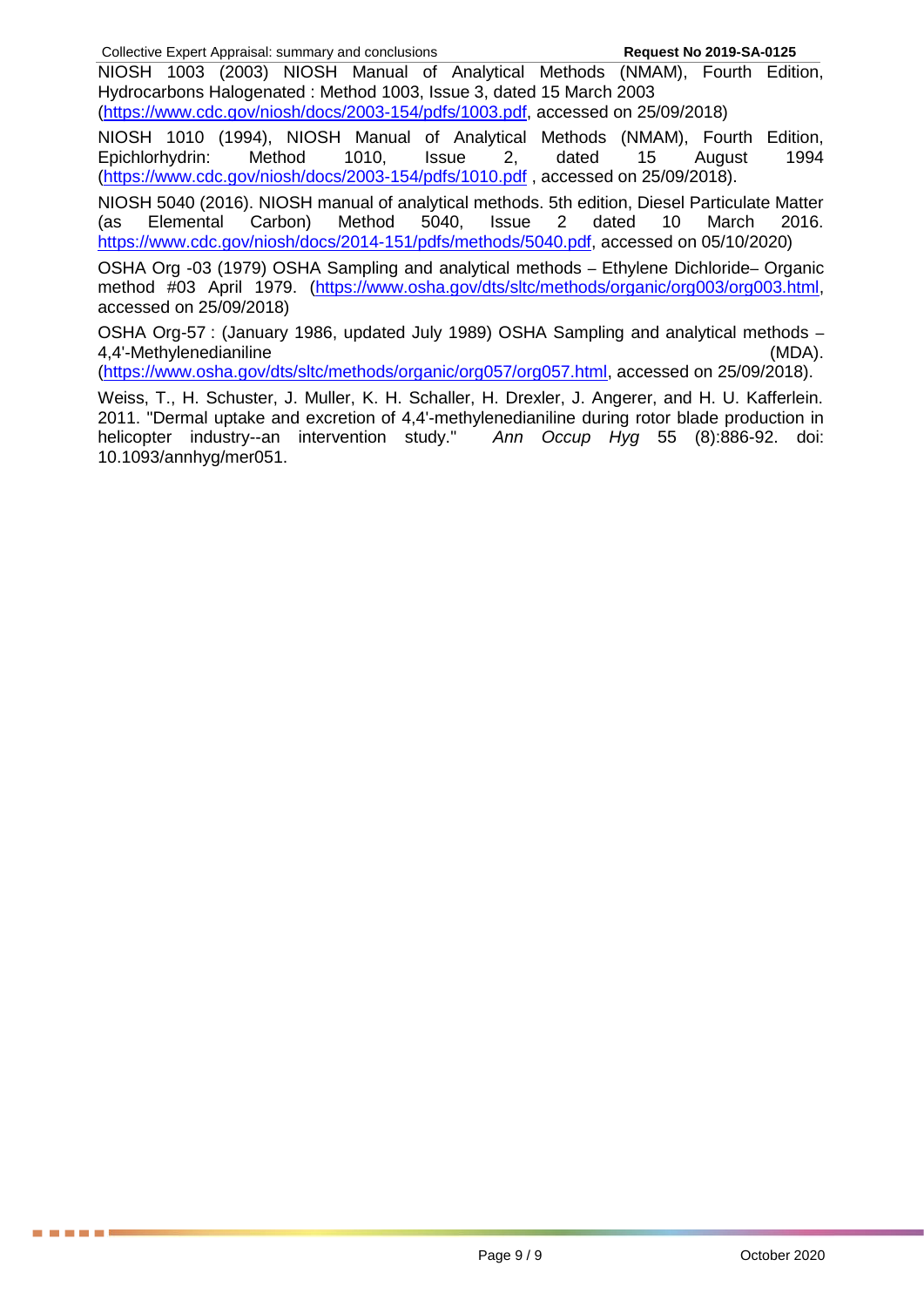NIOSH 1003 (2003) NIOSH Manual of Analytical Methods (NMAM), Fourth Edition, Hydrocarbons Halogenated : Method 1003, Issue 3, dated 15 March 2003 (https://www.cdc.gov/niosh/docs/2003-154/pdfs/1003.pdf, accessed on 25/09/2018)

NIOSH 1010 (1994), NIOSH Manual of Analytical Methods (NMAM), Fourth Edition, Epichlorhydrin: Method 1010, Issue 2, dated 15 August 1994 (https://www.cdc.gov/niosh/docs/2003-154/pdfs/1010.pdf , accessed on 25/09/2018).

NIOSH 5040 (2016). NIOSH manual of analytical methods. 5th edition, Diesel Particulate Matter (as Elemental Carbon) Method 5040, Issue 2 dated 10 March 2016. https://www.cdc.gov/niosh/docs/2014-151/pdfs/methods/5040.pdf, accessed on 05/10/2020)

OSHA Org -03 (1979) OSHA Sampling and analytical methods – Ethylene Dichloride– Organic method #03 April 1979. (https://www.osha.gov/dts/sltc/methods/organic/org003/org003.html, accessed on 25/09/2018)

OSHA Org-57 : (January 1986, updated July 1989) OSHA Sampling and analytical methods – 4,4'-Methylenedianiline (MDA). (https://www.osha.gov/dts/sltc/methods/organic/org057/org057.html, accessed on 25/09/2018).

Weiss, T., H. Schuster, J. Muller, K. H. Schaller, H. Drexler, J. Angerer, and H. U. Kafferlein. 2011. "Dermal uptake and excretion of 4,4'-methylenedianiline during rotor blade production in helicopter industry--an intervention study." *Ann Occup Hyg* 55 (8):886-92. doi: 10.1093/annhyg/mer051.